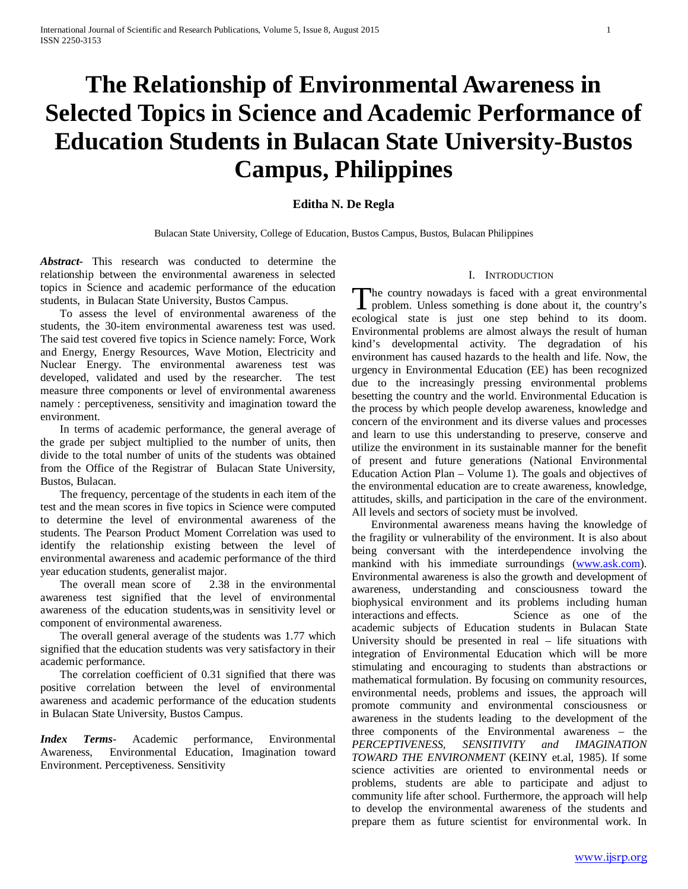# The Relationship of Environmental Awareness in Selected Topics in Science and Academic Performance of Education Students in Bulacan State University-Bustos Campus, Philippines

**Editha N. De Regla**

Bulacan State University, College of Education, Bustos Campus, Bustos, Bulacan Philippines

***Abstract-*** This research was conducted to determine the relationship between the environmental awareness in selected topics in Science and academic performance of the education students, in Bulacan State University, Bustos Campus.

To assess the level of environmental awareness of the students, the 30-item environmental awareness test was used. The said test covered five topics in Science namely: Force, Work and Energy, Energy Resources, Wave Motion, Electricity and Nuclear Energy. The environmental awareness test was developed, validated and used by the researcher. The test measure three components or level of environmental awareness namely : perceptiveness, sensitivity and imagination toward the environment.

In terms of academic performance, the general average of the grade per subject multiplied to the number of units, then divide to the total number of units of the students was obtained from the Office of the Registrar of Bulacan State University, Bustos, Bulacan.

The frequency, percentage of the students in each item of the test and the mean scores in five topics in Science were computed to determine the level of environmental awareness of the students. The Pearson Product Moment Correlation was used to identify the relationship existing between the level of environmental awareness and academic performance of the third year education students, generalist major.

The overall mean score of 2.38 in the environmental awareness test signified that the level of environmental awareness of the education students,was in sensitivity level or component of environmental awareness.

The overall general average of the students was 1.77 which signified that the education students was very satisfactory in their academic performance.

The correlation coefficient of 0.31 signified that there was positive correlation between the level of environmental awareness and academic performance of the education students in Bulacan State University, Bustos Campus.

***Index Terms-*** Academic performance, Environmental Awareness, Environmental Education, Imagination toward Environment. Perceptiveness. Sensitivity

## I. Introduction

The country nowadays is faced with a great environmental problem. Unless something is done about it, the country's ecological state is just one step behind to its doom. Environmental problems are almost always the result of human kind's developmental activity. The degradation of his environment has caused hazards to the health and life. Now, the urgency in Environmental Education (EE) has been recognized due to the increasingly pressing environmental problems besetting the country and the world. Environmental Education is the process by which people develop awareness, knowledge and concern of the environment and its diverse values and processes and learn to use this understanding to preserve, conserve and utilize the environment in its sustainable manner for the benefit of present and future generations (National Environmental Education Action Plan – Volume 1). The goals and objectives of the environmental education are to create awareness, knowledge, attitudes, skills, and participation in the care of the environment. All levels and sectors of society must be involved.

Environmental awareness means having the knowledge of the fragility or vulnerability of the environment. It is also about being conversant with the interdependence involving the mankind with his immediate surroundings (www.ask.com). Environmental awareness is also the growth and development of awareness, understanding and consciousness toward the biophysical environment and its problems including human interactions and effects. Science as one of the academic subjects of Education students in Bulacan State University should be presented in real – life situations with integration of Environmental Education which will be more stimulating and encouraging to students than abstractions or mathematical formulation. By focusing on community resources, environmental needs, problems and issues, the approach will promote community and environmental consciousness or awareness in the students leading to the development of the three components of the Environmental awareness – the *PERCEPTIVENESS, SENSITIVITY and IMAGINATION TOWARD THE ENVIRONMENT* (KEINY et.al, 1985). If some science activities are oriented to environmental needs or problems, students are able to participate and adjust to community life after school. Furthermore, the approach will help to develop the environmental awareness of the students and prepare them as future scientist for environmental work. In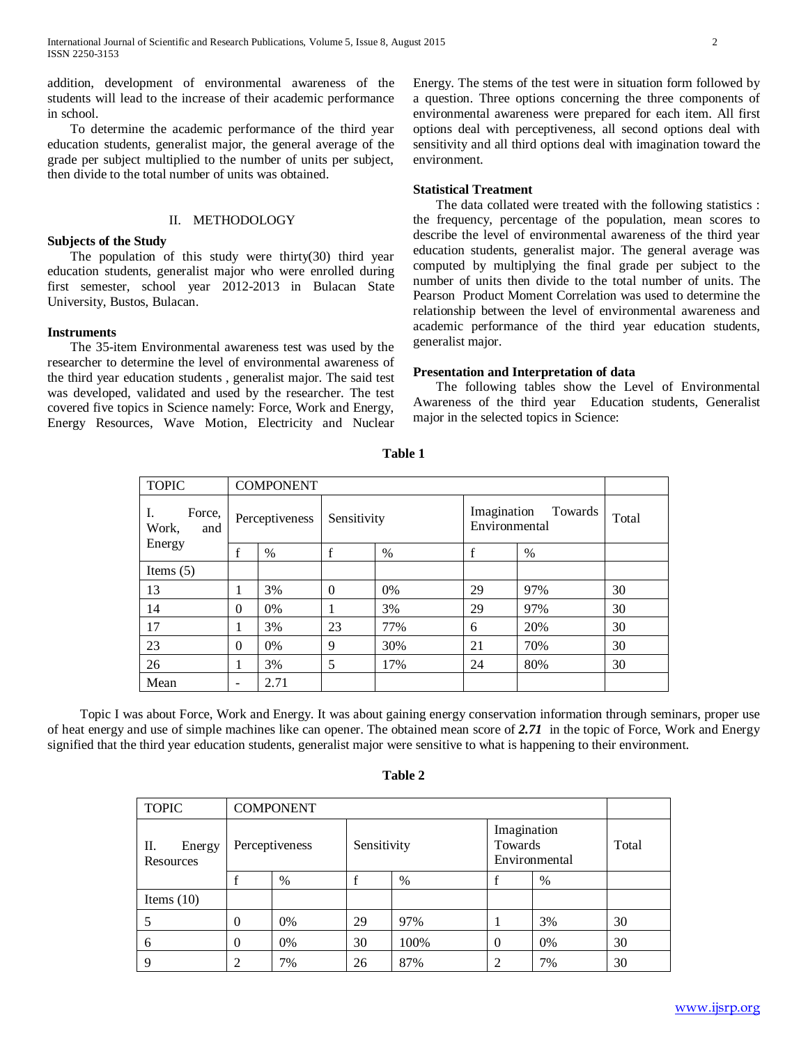addition, development of environmental awareness of the students will lead to the increase of their academic performance in school.

To determine the academic performance of the third year education students, generalist major, the general average of the grade per subject multiplied to the number of units per subject, then divide to the total number of units was obtained.

## II. METHODOLOGY

### Subjects of the Study

The population of this study were thirty(30) third year education students, generalist major who were enrolled during first semester, school year 2012-2013 in Bulacan State University, Bustos, Bulacan.

### Instruments

The 35-item Environmental awareness test was used by the researcher to determine the level of environmental awareness of the third year education students , generalist major. The said test was developed, validated and used by the researcher. The test covered five topics in Science namely: Force, Work and Energy, Energy Resources, Wave Motion, Electricity and Nuclear Energy. The stems of the test were in situation form followed by a question. Three options concerning the three components of environmental awareness were prepared for each item. All first options deal with perceptiveness, all second options deal with sensitivity and all third options deal with imagination toward the environment.

### Statistical Treatment

The data collated were treated with the following statistics : the frequency, percentage of the population, mean scores to describe the level of environmental awareness of the third year education students, generalist major. The general average was computed by multiplying the final grade per subject to the number of units then divide to the total number of units. The Pearson Product Moment Correlation was used to determine the relationship between the level of environmental awareness and academic performance of the third year education students, generalist major.

### Presentation and Interpretation of data

The following tables show the Level of Environmental Awareness of the third year Education students, Generalist major in the selected topics in Science:

**Table 1**

| TOPIC | COMPONENT | | | | | | |
|---|---|---|---|---|---|---|---|
| I. Force, Work, and Energy | Perceptiveness | | Sensitivity | | Imagination Towards Environmental | | Total |
| | f | % | f | % | f | % | |
| Items (5) | | | | | | | |
| 13 | 1 | 3% | 0 | 0% | 29 | 97% | 30 |
| 14 | 0 | 0% | 1 | 3% | 29 | 97% | 30 |
| 17 | 1 | 3% | 23 | 77% | 6 | 20% | 30 |
| 23 | 0 | 0% | 9 | 30% | 21 | 70% | 30 |
| 26 | 1 | 3% | 5 | 17% | 24 | 80% | 30 |
| Mean | - | 2.71 | | | | | |

Topic I was about Force, Work and Energy. It was about gaining energy conservation information through seminars, proper use of heat energy and use of simple machines like can opener. The obtained mean score of ***2.71*** in the topic of Force, Work and Energy signified that the third year education students, generalist major were sensitive to what is happening to their environment.

**Table 2**

| TOPIC | COMPONENT | | | | | | |
|---|---|---|---|---|---|---|---|
| II. Energy Resources | Perceptiveness | | Sensitivity | | Imagination Towards Environmental | | Total |
| | f | % | f | % | f | % | |
| Items (10) | | | | | | | |
| 5 | 0 | 0% | 29 | 97% | 1 | 3% | 30 |
| 6 | 0 | 0% | 30 | 100% | 0 | 0% | 30 |
| 9 | 2 | 7% | 26 | 87% | 2 | 7% | 30 |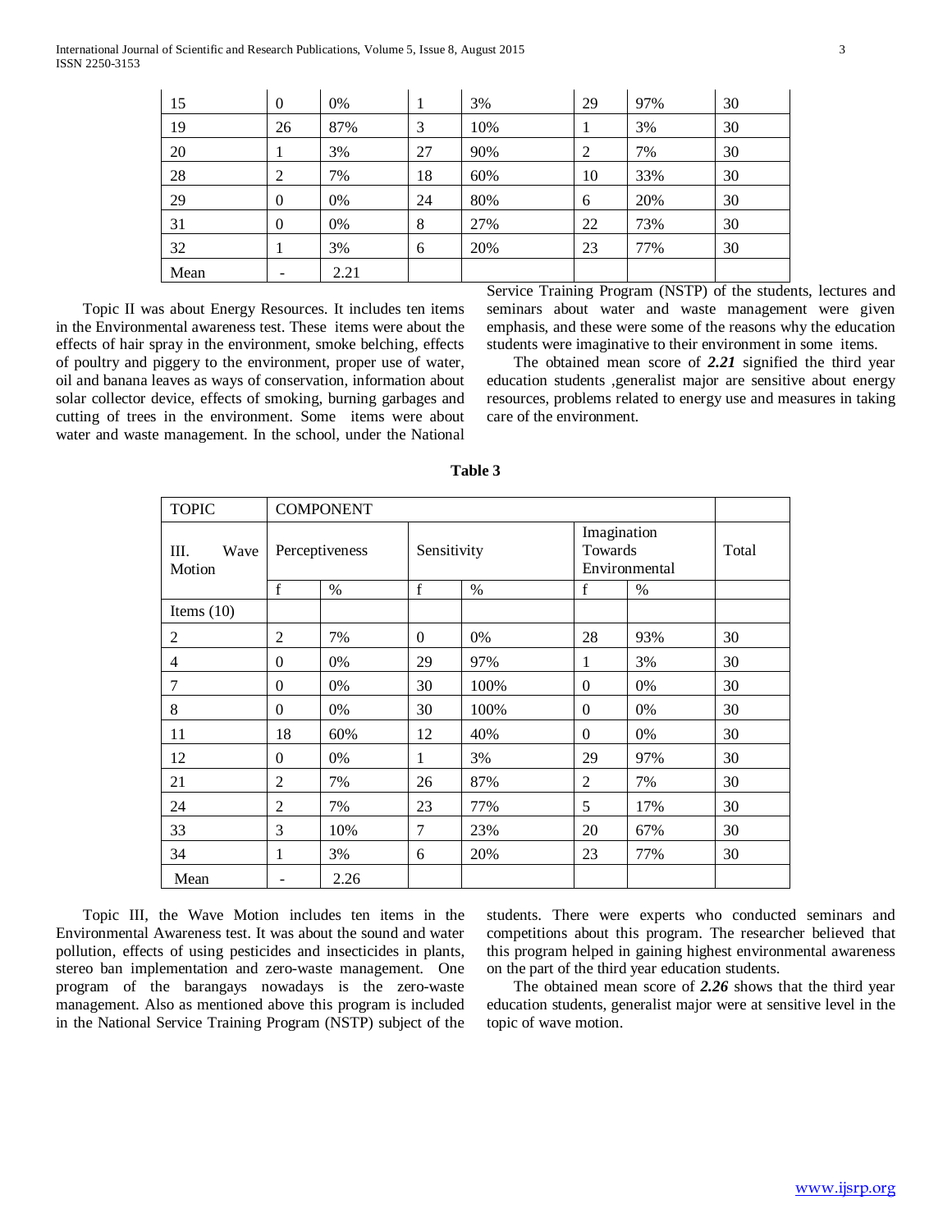| | | | | | | | |
|---|---|---|---|---|---|---|---|
| 15 | 0 | 0% | 1 | 3% | 29 | 97% | 30 |
| 19 | 26 | 87% | 3 | 10% | 1 | 3% | 30 |
| 20 | 1 | 3% | 27 | 90% | 2 | 7% | 30 |
| 28 | 2 | 7% | 18 | 60% | 10 | 33% | 30 |
| 29 | 0 | 0% | 24 | 80% | 6 | 20% | 30 |
| 31 | 0 | 0% | 8 | 27% | 22 | 73% | 30 |
| 32 | 1 | 3% | 6 | 20% | 23 | 77% | 30 |
| Mean | - | 2.21 | | | | | |

Topic II was about Energy Resources. It includes ten items in the Environmental awareness test. These items were about the effects of hair spray in the environment, smoke belching, effects of poultry and piggery to the environment, proper use of water, oil and banana leaves as ways of conservation, information about solar collector device, effects of smoking, burning garbages and cutting of trees in the environment. Some items were about water and waste management. In the school, under the National Service Training Program (NSTP) of the students, lectures and seminars about water and waste management were given emphasis, and these were some of the reasons why the education students were imaginative to their environment in some items.

The obtained mean score of ***2.21*** signified the third year education students ,generalist major are sensitive about energy resources, problems related to energy use and measures in taking care of the environment.

**Table 3**

| TOPIC | COMPONENT | | | | | | |
|---|---|---|---|---|---|---|---|
| III. Wave Motion | Perceptiveness | | Sensitivity | | Imagination Towards Environmental | | Total |
| | f | % | f | % | f | % | |
| Items (10) | | | | | | | |
| 2 | 2 | 7% | 0 | 0% | 28 | 93% | 30 |
| 4 | 0 | 0% | 29 | 97% | 1 | 3% | 30 |
| 7 | 0 | 0% | 30 | 100% | 0 | 0% | 30 |
| 8 | 0 | 0% | 30 | 100% | 0 | 0% | 30 |
| 11 | 18 | 60% | 12 | 40% | 0 | 0% | 30 |
| 12 | 0 | 0% | 1 | 3% | 29 | 97% | 30 |
| 21 | 2 | 7% | 26 | 87% | 2 | 7% | 30 |
| 24 | 2 | 7% | 23 | 77% | 5 | 17% | 30 |
| 33 | 3 | 10% | 7 | 23% | 20 | 67% | 30 |
| 34 | 1 | 3% | 6 | 20% | 23 | 77% | 30 |
| Mean | - | 2.26 | | | | | |

Topic III, the Wave Motion includes ten items in the Environmental Awareness test. It was about the sound and water pollution, effects of using pesticides and insecticides in plants, stereo ban implementation and zero-waste management. One program of the barangays nowadays is the zero-waste management. Also as mentioned above this program is included in the National Service Training Program (NSTP) subject of the students. There were experts who conducted seminars and competitions about this program. The researcher believed that this program helped in gaining highest environmental awareness on the part of the third year education students.

The obtained mean score of ***2.26*** shows that the third year education students, generalist major were at sensitive level in the topic of wave motion.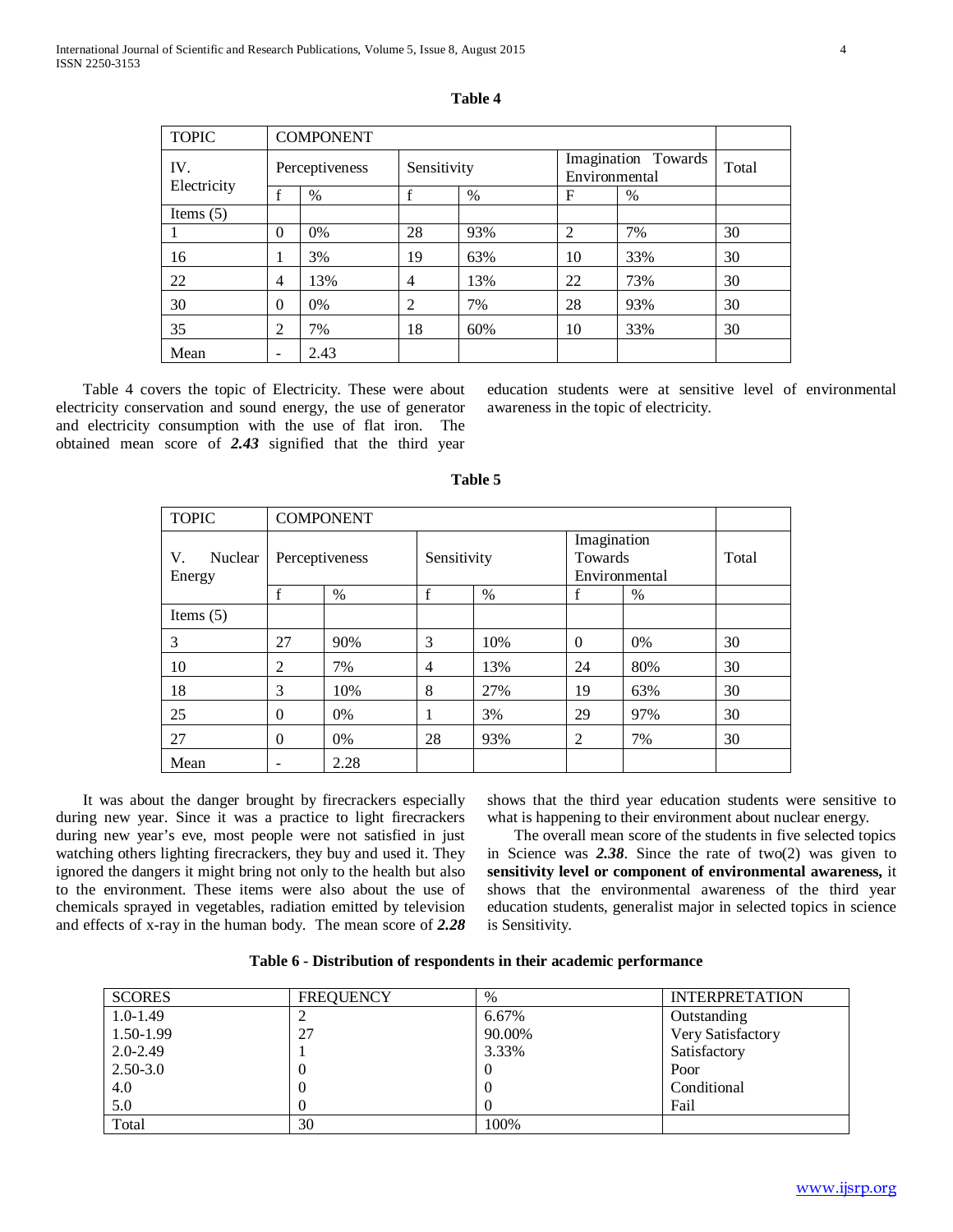**Table 4**

| TOPIC | COMPONENT | | | | | | |
|---|---|---|---|---|---|---|---|
| IV. Electricity | Perceptiveness | | Sensitivity | | Imagination Towards Environmental | | Total |
| | f | % | f | % | F | % | |
| Items (5) | | | | | | | |
| 1 | 0 | 0% | 28 | 93% | 2 | 7% | 30 |
| 16 | 1 | 3% | 19 | 63% | 10 | 33% | 30 |
| 22 | 4 | 13% | 4 | 13% | 22 | 73% | 30 |
| 30 | 0 | 0% | 2 | 7% | 28 | 93% | 30 |
| 35 | 2 | 7% | 18 | 60% | 10 | 33% | 30 |
| Mean | - | 2.43 | | | | | |

Table 4 covers the topic of Electricity. These were about electricity conservation and sound energy, the use of generator and electricity consumption with the use of flat iron. The obtained mean score of ***2.43*** signified that the third year education students were at sensitive level of environmental awareness in the topic of electricity.

**Table 5**

| TOPIC | COMPONENT | | | | | | |
|---|---|---|---|---|---|---|---|
| V. Nuclear Energy | Perceptiveness | | Sensitivity | | Imagination Towards Environmental | | Total |
| | f | % | f | % | f | % | |
| Items (5) | | | | | | | |
| 3 | 27 | 90% | 3 | 10% | 0 | 0% | 30 |
| 10 | 2 | 7% | 4 | 13% | 24 | 80% | 30 |
| 18 | 3 | 10% | 8 | 27% | 19 | 63% | 30 |
| 25 | 0 | 0% | 1 | 3% | 29 | 97% | 30 |
| 27 | 0 | 0% | 28 | 93% | 2 | 7% | 30 |
| Mean | - | 2.28 | | | | | |

It was about the danger brought by firecrackers especially during new year. Since it was a practice to light firecrackers during new year's eve, most people were not satisfied in just watching others lighting firecrackers, they buy and used it. They ignored the dangers it might bring not only to the health but also to the environment. These items were also about the use of chemicals sprayed in vegetables, radiation emitted by television and effects of x-ray in the human body. The mean score of ***2.28*** shows that the third year education students were sensitive to what is happening to their environment about nuclear energy.

The overall mean score of the students in five selected topics in Science was ***2.38***. Since the rate of two(2) was given to **sensitivity level or component of environmental awareness,** it shows that the environmental awareness of the third year education students, generalist major in selected topics in science is Sensitivity.

**Table 6 - Distribution of respondents in their academic performance**

| SCORES | FREQUENCY | % | INTERPRETATION |
|---|---|---|---|
| 1.0-1.49 | 2 | 6.67% | Outstanding |
| 1.50-1.99 | 27 | 90.00% | Very Satisfactory |
| 2.0-2.49 | 1 | 3.33% | Satisfactory |
| 2.50-3.0 | 0 | 0 | Poor |
| 4.0 | 0 | 0 | Conditional |
| 5.0 | 0 | 0 | Fail |
| Total | 30 | 100% | |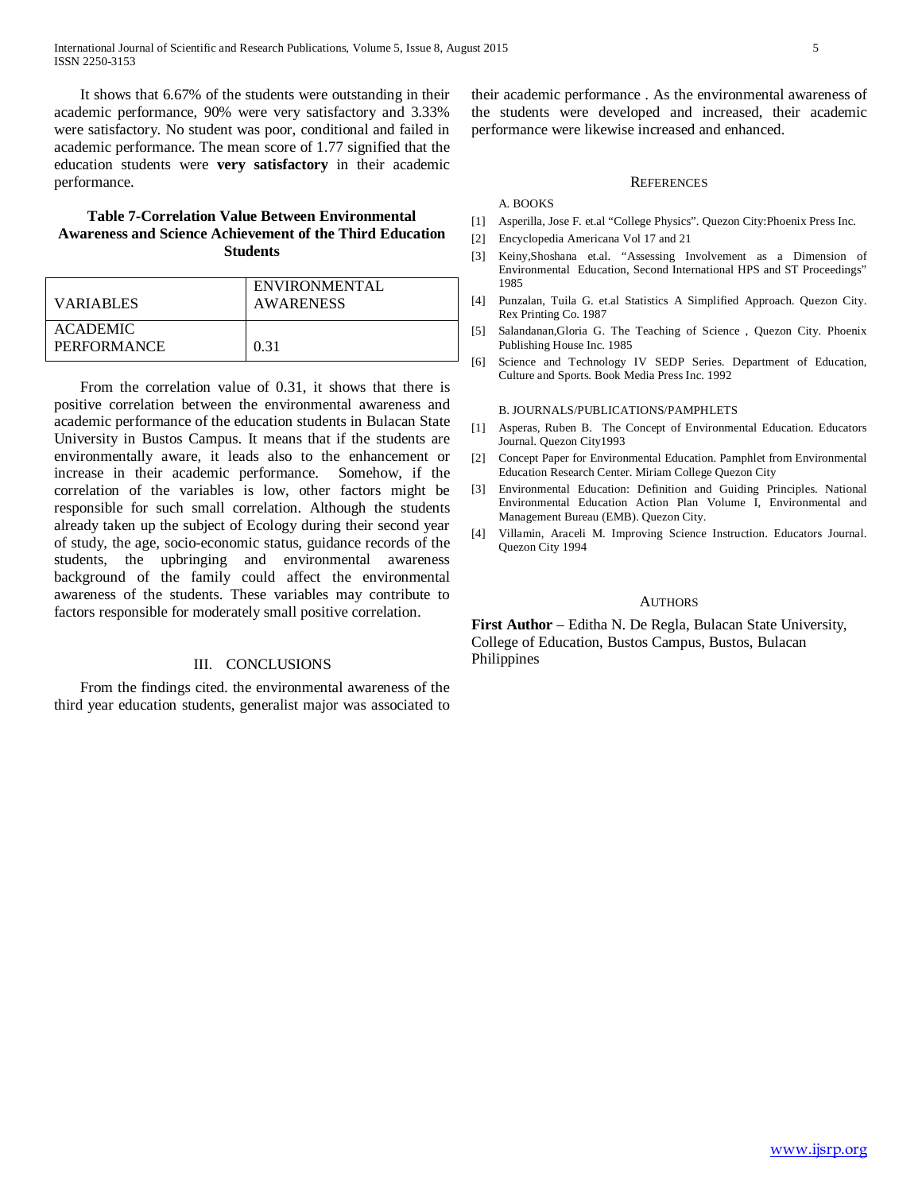It shows that 6.67% of the students were outstanding in their academic performance, 90% were very satisfactory and 3.33% were satisfactory. No student was poor, conditional and failed in academic performance. The mean score of 1.77 signified that the education students were **very satisfactory** in their academic performance.

**Table 7-Correlation Value Between Environmental Awareness and Science Achievement of the Third Education Students**

| VARIABLES | ENVIRONMENTAL AWARENESS |
|---|---|
| ACADEMIC PERFORMANCE | 0.31 |

From the correlation value of 0.31, it shows that there is positive correlation between the environmental awareness and academic performance of the education students in Bulacan State University in Bustos Campus. It means that if the students are environmentally aware, it leads also to the enhancement or increase in their academic performance. Somehow, if the correlation of the variables is low, other factors might be responsible for such small correlation. Although the students already taken up the subject of Ecology during their second year of study, the age, socio-economic status, guidance records of the students, the upbringing and environmental awareness background of the family could affect the environmental awareness of the students. These variables may contribute to factors responsible for moderately small positive correlation.

## III. CONCLUSIONS

From the findings cited. the environmental awareness of the third year education students, generalist major was associated to their academic performance . As the environmental awareness of the students were developed and increased, their academic performance were likewise increased and enhanced.

## REFERENCES

A. BOOKS

[1] Asperilla, Jose F. et.al "College Physics". Quezon City:Phoenix Press Inc.

[2] Encyclopedia Americana Vol 17 and 21

[3] Keiny,Shoshana et.al. "Assessing Involvement as a Dimension of Environmental Education, Second International HPS and ST Proceedings" 1985

[4] Punzalan, Tuila G. et.al Statistics A Simplified Approach. Quezon City. Rex Printing Co. 1987

[5] Salandanan,Gloria G. The Teaching of Science , Quezon City. Phoenix Publishing House Inc. 1985

[6] Science and Technology IV SEDP Series. Department of Education, Culture and Sports. Book Media Press Inc. 1992

B. JOURNALS/PUBLICATIONS/PAMPHLETS

[1] Asperas, Ruben B. The Concept of Environmental Education. Educators Journal. Quezon City1993

[2] Concept Paper for Environmental Education. Pamphlet from Environmental Education Research Center. Miriam College Quezon City

[3] Environmental Education: Definition and Guiding Principles. National Environmental Education Action Plan Volume I, Environmental and Management Bureau (EMB). Quezon City.

[4] Villamin, Araceli M. Improving Science Instruction. Educators Journal. Quezon City 1994

## AUTHORS

**First Author** – Editha N. De Regla, Bulacan State University, College of Education, Bustos Campus, Bustos, Bulacan Philippines